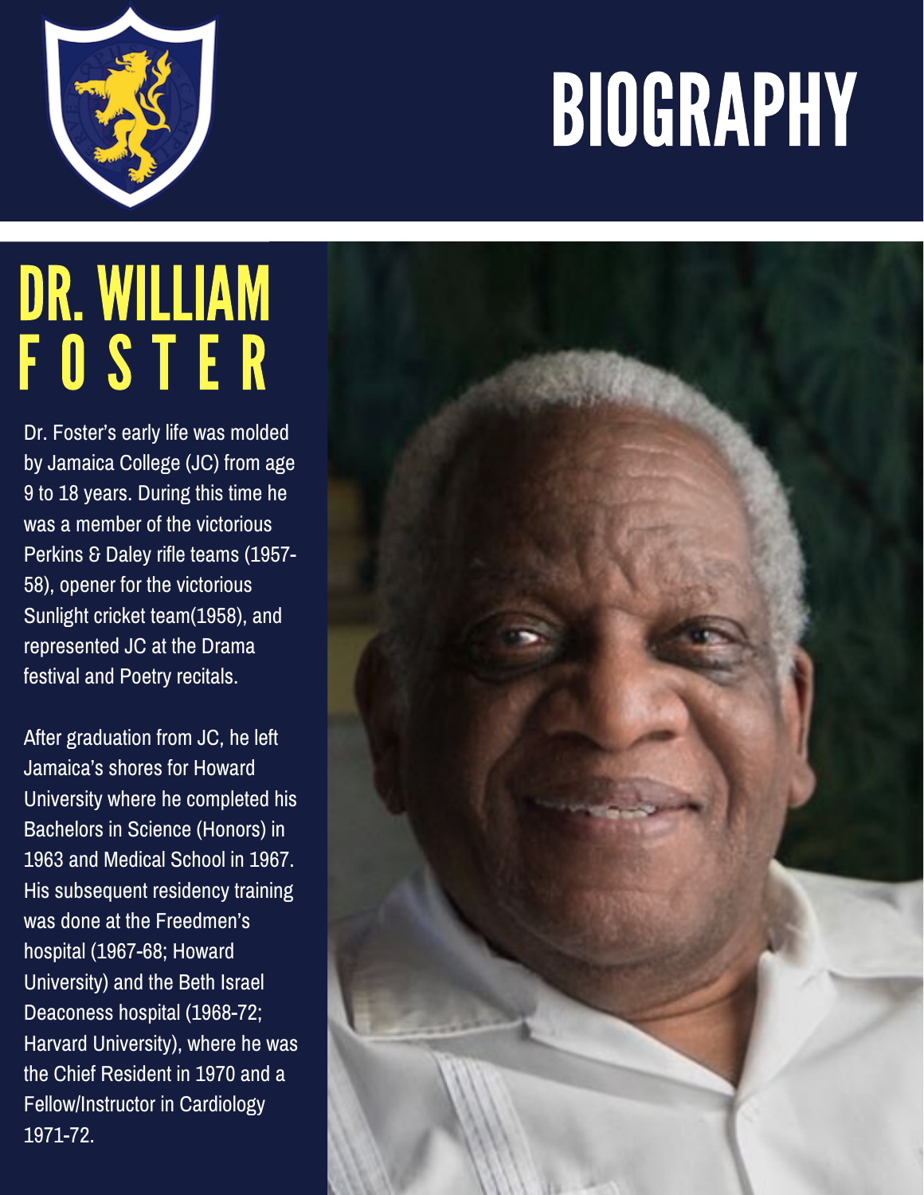# BIOGRAPHY

## DR. WILLIAM FOSTER

Dr. Foster's early life was molded by Jamaica College (JC) from age 9 to 18 years. During this time he was a member of the victorious Perkins & Daley rifle teams (1957-58), opener for the victorious Sunlight cricket team(1958), and represented JC at the Drama festival and Poetry recitals.

After graduation from JC, he left Jamaica's shores for Howard University where he completed his Bachelors in Science (Honors) in 1963 and Medical School in 1967. His subsequent residency training was done at the Freedmen's hospital (1967-68; Howard University) and the Beth Israel Deaconess hospital (1968-72; Harvard University), where he was the Chief Resident in 1970 and a Fellow/Instructor in Cardiology 1971-72.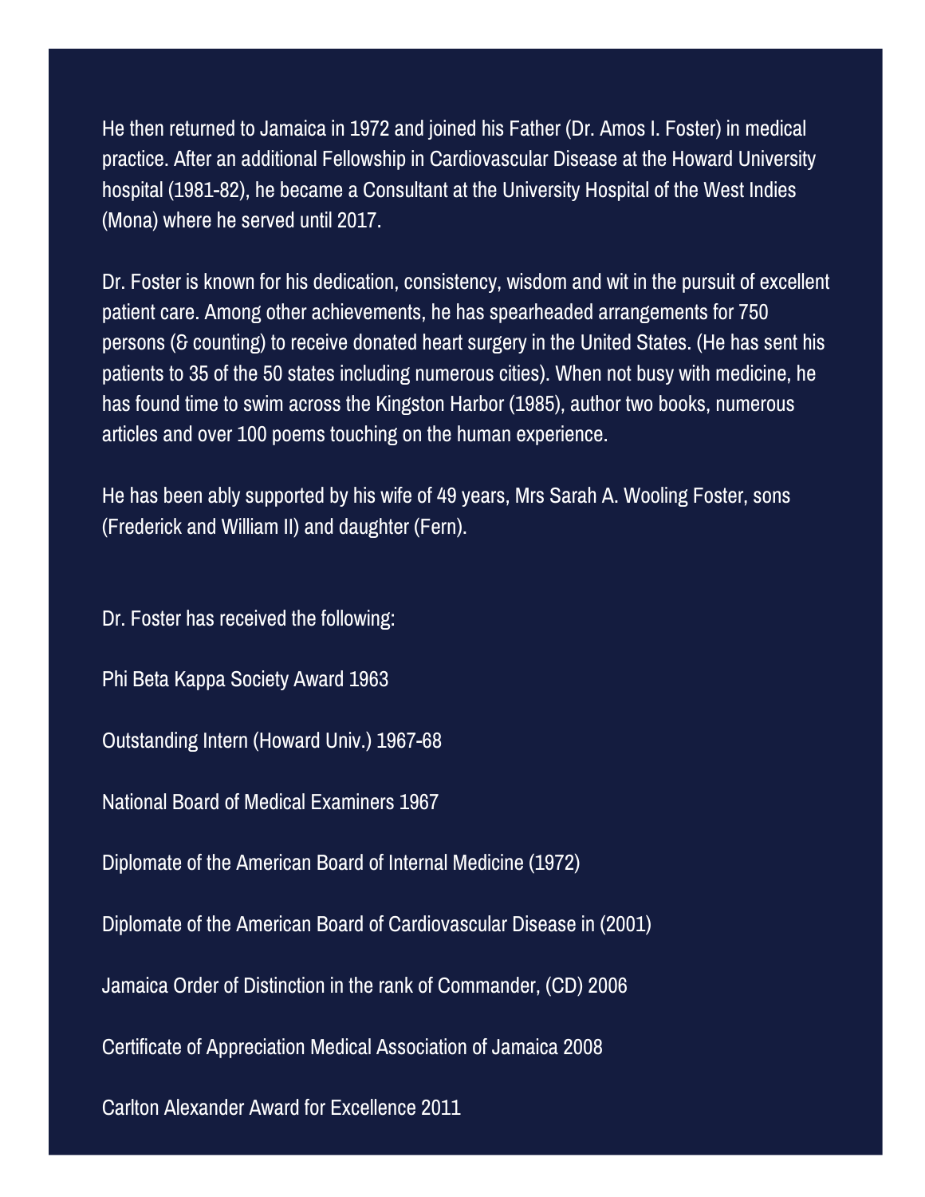He then returned to Jamaica in 1972 and joined his Father (Dr. Amos I. Foster) in medical practice. After an additional Fellowship in Cardiovascular Disease at the Howard University hospital (1981-82), he became a Consultant at the University Hospital of the West Indies (Mona) where he served until 2017.

Dr. Foster is known for his dedication, consistency, wisdom and wit in the pursuit of excellent patient care. Among other achievements, he has spearheaded arrangements for 750 persons (& counting) to receive donated heart surgery in the United States. (He has sent his patients to 35 of the 50 states including numerous cities). When not busy with medicine, he has found time to swim across the Kingston Harbor (1985), author two books, numerous articles and over 100 poems touching on the human experience.

He has been ably supported by his wife of 49 years, Mrs Sarah A. Wooling Foster, sons (Frederick and William II) and daughter (Fern).

Dr. Foster has received the following:

Phi Beta Kappa Society Award 1963

Outstanding Intern (Howard Univ.) 1967-68

National Board of Medical Examiners 1967

Diplomate of the American Board of Internal Medicine (1972)

Diplomate of the American Board of Cardiovascular Disease in (2001)

Jamaica Order of Distinction in the rank of Commander, (CD) 2006

Certificate of Appreciation Medical Association of Jamaica 2008

Carlton Alexander Award for Excellence 2011